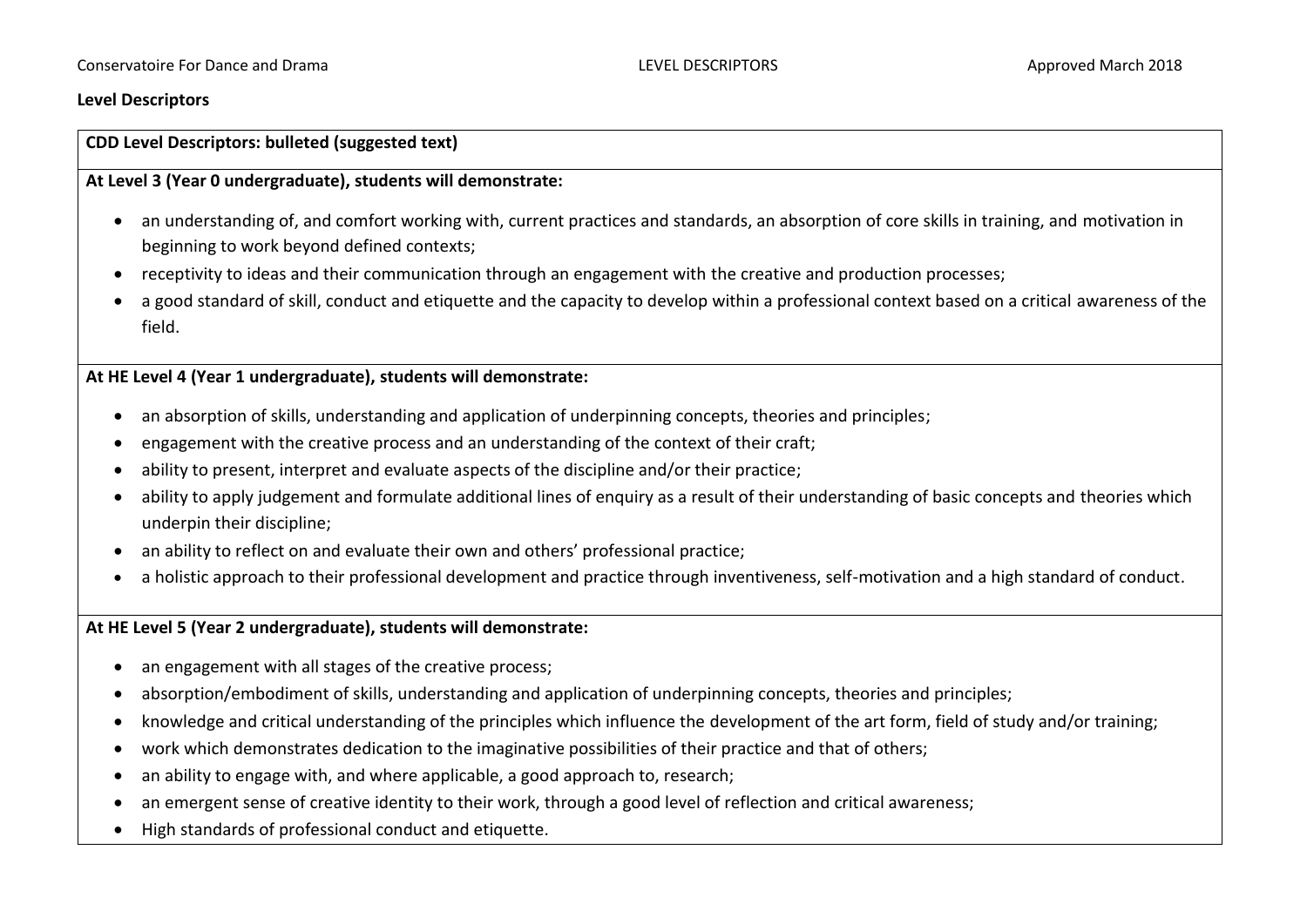## Level Descriptors

**CDD Level Descriptors: bulleted (suggested text)**

**At Level 3 (Year 0 undergraduate), students will demonstrate:**

- an understanding of, and comfort working with, current practices and standards, an absorption of core skills in training, and motivation in beginning to work beyond defined contexts;
- receptivity to ideas and their communication through an engagement with the creative and production processes;
- a good standard of skill, conduct and etiquette and the capacity to develop within a professional context based on a critical awareness of the field.

**At HE Level 4 (Year 1 undergraduate), students will demonstrate:**

- an absorption of skills, understanding and application of underpinning concepts, theories and principles;
- engagement with the creative process and an understanding of the context of their craft;
- ability to present, interpret and evaluate aspects of the discipline and/or their practice;
- ability to apply judgement and formulate additional lines of enquiry as a result of their understanding of basic concepts and theories which underpin their discipline;
- an ability to reflect on and evaluate their own and others' professional practice;
- a holistic approach to their professional development and practice through inventiveness, self-motivation and a high standard of conduct.

**At HE Level 5 (Year 2 undergraduate), students will demonstrate:**

- an engagement with all stages of the creative process;
- absorption/embodiment of skills, understanding and application of underpinning concepts, theories and principles;
- knowledge and critical understanding of the principles which influence the development of the art form, field of study and/or training;
- work which demonstrates dedication to the imaginative possibilities of their practice and that of others;
- an ability to engage with, and where applicable, a good approach to, research;
- an emergent sense of creative identity to their work, through a good level of reflection and critical awareness;
- High standards of professional conduct and etiquette.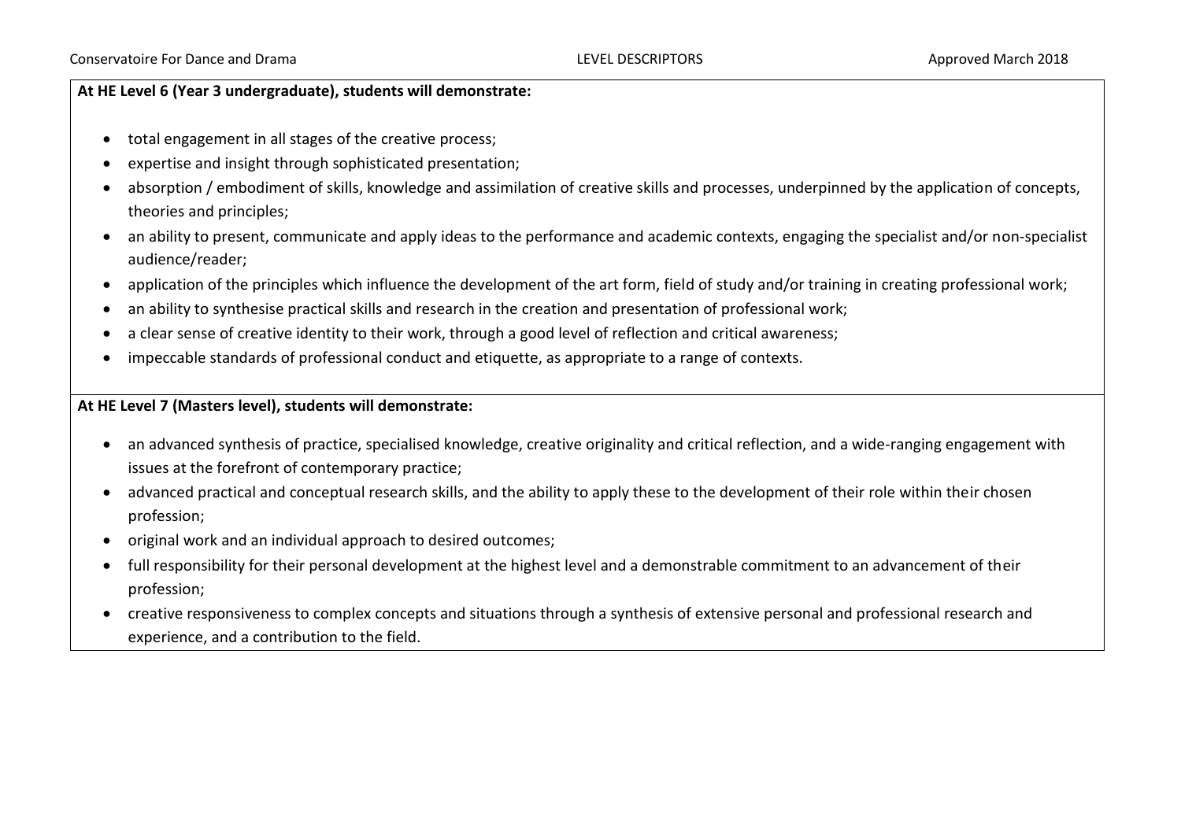**At HE Level 6 (Year 3 undergraduate), students will demonstrate:**

- total engagement in all stages of the creative process;
- expertise and insight through sophisticated presentation;
- absorption / embodiment of skills, knowledge and assimilation of creative skills and processes, underpinned by the application of concepts, theories and principles;
- an ability to present, communicate and apply ideas to the performance and academic contexts, engaging the specialist and/or non-specialist audience/reader;
- application of the principles which influence the development of the art form, field of study and/or training in creating professional work;
- an ability to synthesise practical skills and research in the creation and presentation of professional work;
- a clear sense of creative identity to their work, through a good level of reflection and critical awareness;
- impeccable standards of professional conduct and etiquette, as appropriate to a range of contexts.

**At HE Level 7 (Masters level), students will demonstrate:**

- an advanced synthesis of practice, specialised knowledge, creative originality and critical reflection, and a wide-ranging engagement with issues at the forefront of contemporary practice;
- advanced practical and conceptual research skills, and the ability to apply these to the development of their role within their chosen profession;
- original work and an individual approach to desired outcomes;
- full responsibility for their personal development at the highest level and a demonstrable commitment to an advancement of their profession;
- creative responsiveness to complex concepts and situations through a synthesis of extensive personal and professional research and experience, and a contribution to the field.